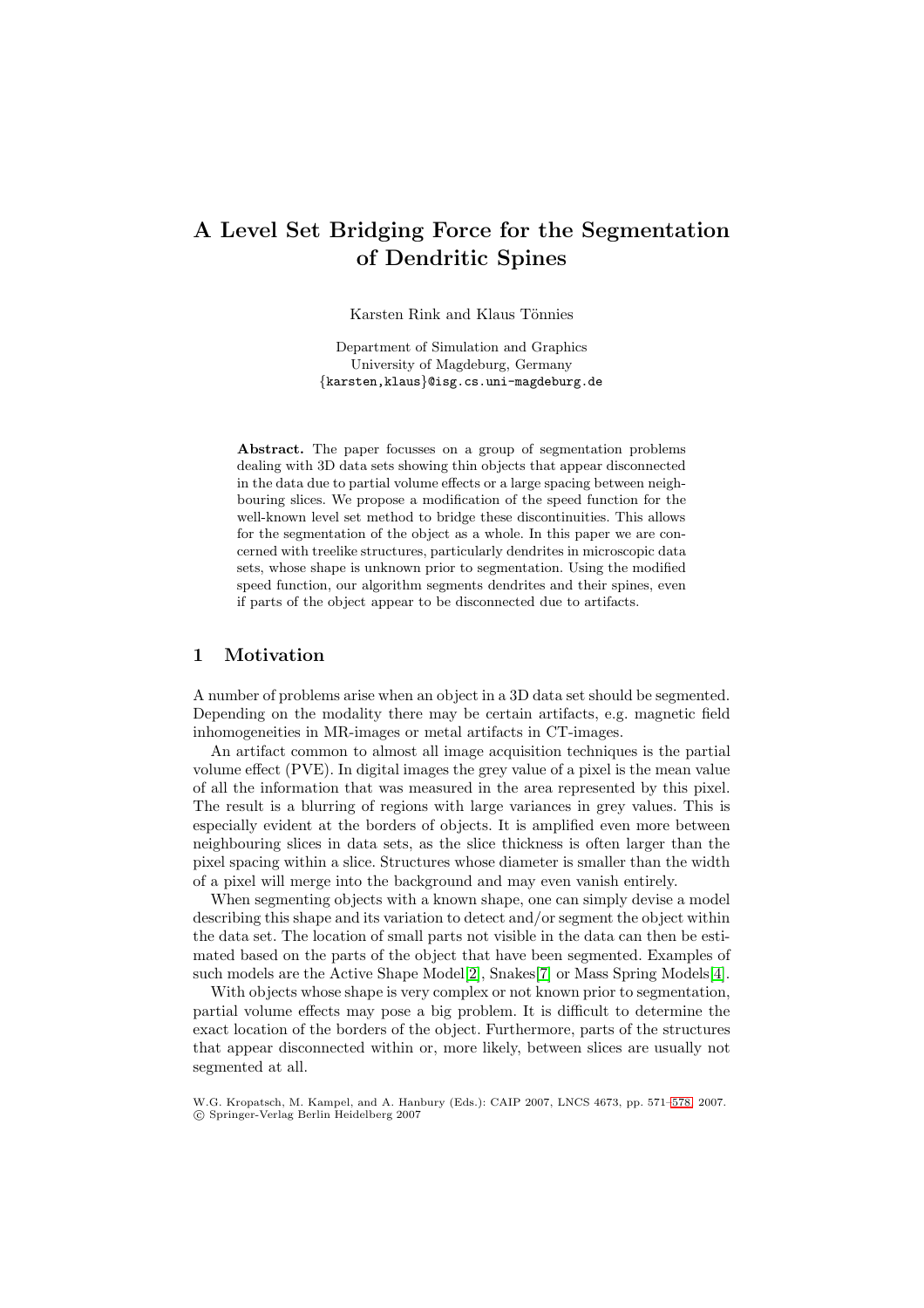# A Level Set Bridging Force for the Segmentation of Dendritic Spines

Karsten Rink and Klaus Tönnies

Department of Simulation and Graphics
University of Magdeburg, Germany
{karsten,klaus}@isg.cs.uni-magdeburg.de

**Abstract.** The paper focusses on a group of segmentation problems dealing with 3D data sets showing thin objects that appear disconnected in the data due to partial volume effects or a large spacing between neighbouring slices. We propose a modification of the speed function for the well-known level set method to bridge these discontinuities. This allows for the segmentation of the object as a whole. In this paper we are concerned with treelike structures, particularly dendrites in microscopic data sets, whose shape is unknown prior to segmentation. Using the modified speed function, our algorithm segments dendrites and their spines, even if parts of the object appear to be disconnected due to artifacts.

## 1 Motivation

A number of problems arise when an object in a 3D data set should be segmented. Depending on the modality there may be certain artifacts, e.g. magnetic field inhomogeneities in MR-images or metal artifacts in CT-images.

An artifact common to almost all image acquisition techniques is the partial volume effect (PVE). In digital images the grey value of a pixel is the mean value of all the information that was measured in the area represented by this pixel. The result is a blurring of regions with large variances in grey values. This is especially evident at the borders of objects. It is amplified even more between neighbouring slices in data sets, as the slice thickness is often larger than the pixel spacing within a slice. Structures whose diameter is smaller than the width of a pixel will merge into the background and may even vanish entirely.

When segmenting objects with a known shape, one can simply devise a model describing this shape and its variation to detect and/or segment the object within the data set. The location of small parts not visible in the data can then be estimated based on the parts of the object that have been segmented. Examples of such models are the Active Shape Model[2], Snakes[7] or Mass Spring Models[4].

With objects whose shape is very complex or not known prior to segmentation, partial volume effects may pose a big problem. It is difficult to determine the exact location of the borders of the object. Furthermore, parts of the structures that appear disconnected within or, more likely, between slices are usually not segmented at all.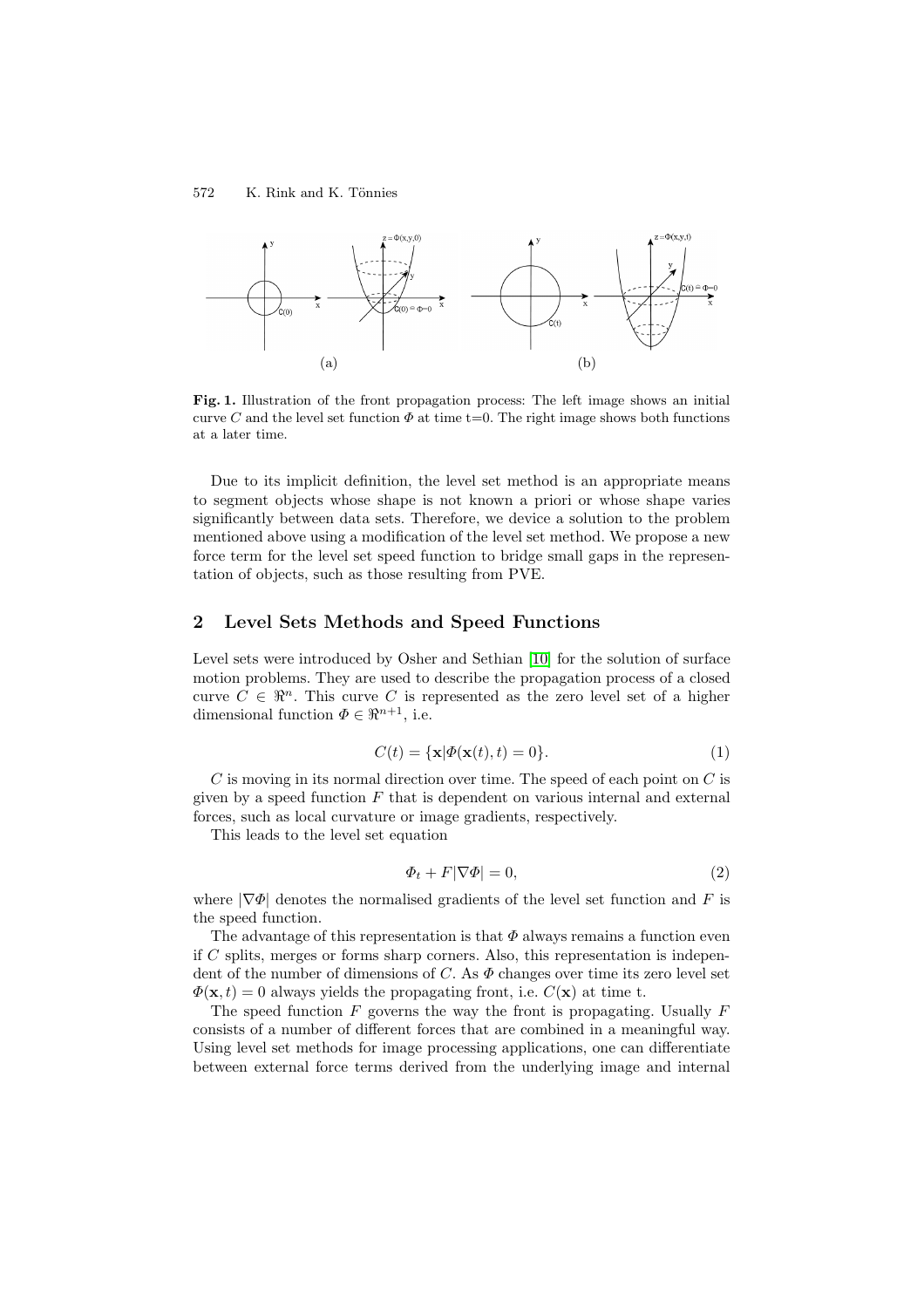Fig. 1. Illustration of the front propagation process: The left image shows an initial curve $C$ and the level set function $\Phi$ at time t=0. The right image shows both functions at a later time.

Due to its implicit definition, the level set method is an appropriate means to segment objects whose shape is not known a priori or whose shape varies significantly between data sets. Therefore, we device a solution to the problem mentioned above using a modification of the level set method. We propose a new force term for the level set speed function to bridge small gaps in the representation of objects, such as those resulting from PVE.

## 2 Level Sets Methods and Speed Functions

Level sets were introduced by Osher and Sethian [10] for the solution of surface motion problems. They are used to describe the propagation process of a closed curve $C \in \Re^n$. This curve $C$ is represented as the zero level set of a higher dimensional function $\Phi \in \Re^{n+1}$, i.e.

$$C(t) = \{\mathbf{x} | \Phi(\mathbf{x}(t), t) = 0\}. \tag{1}$$

$C$ is moving in its normal direction over time. The speed of each point on $C$ is given by a speed function $F$ that is dependent on various internal and external forces, such as local curvature or image gradients, respectively.

This leads to the level set equation

$$\Phi_t + F|\nabla\Phi| = 0, \tag{2}$$

where $|\nabla\Phi|$ denotes the normalised gradients of the level set function and $F$ is the speed function.

The advantage of this representation is that $\Phi$ always remains a function even if $C$ splits, merges or forms sharp corners. Also, this representation is independent of the number of dimensions of $C$. As $\Phi$ changes over time its zero level set $\Phi(\mathbf{x}, t) = 0$ always yields the propagating front, i.e. $C(\mathbf{x})$ at time t.

The speed function $F$ governs the way the front is propagating. Usually $F$ consists of a number of different forces that are combined in a meaningful way. Using level set methods for image processing applications, one can differentiate between external force terms derived from the underlying image and internal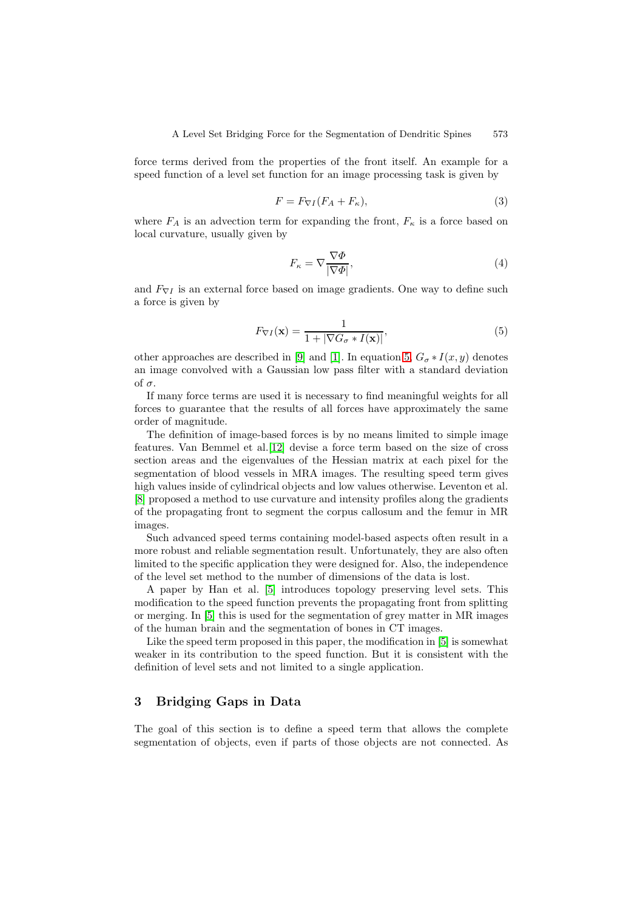force terms derived from the properties of the front itself. An example for a speed function of a level set function for an image processing task is given by

$$F = F_{\nabla I}(F_A + F_\kappa), \tag{3}$$

where $F_A$ is an advection term for expanding the front, $F_\kappa$ is a force based on local curvature, usually given by

$$F_\kappa = \nabla \frac{\nabla \Phi}{|\nabla \Phi|}, \tag{4}$$

and $F_{\nabla I}$ is an external force based on image gradients. One way to define such a force is given by

$$F_{\nabla I}(\mathbf{x}) = \frac{1}{1 + |\nabla G_\sigma * I(\mathbf{x})|}, \tag{5}$$

other approaches are described in [9] and [1]. In equation 5, $G_\sigma * I(x, y)$ denotes an image convolved with a Gaussian low pass filter with a standard deviation of $\sigma$.

If many force terms are used it is necessary to find meaningful weights for all forces to guarantee that the results of all forces have approximately the same order of magnitude.

The definition of image-based forces is by no means limited to simple image features. Van Bemmel et al.[12] devise a force term based on the size of cross section areas and the eigenvalues of the Hessian matrix at each pixel for the segmentation of blood vessels in MRA images. The resulting speed term gives high values inside of cylindrical objects and low values otherwise. Leventon et al. [8] proposed a method to use curvature and intensity profiles along the gradients of the propagating front to segment the corpus callosum and the femur in MR images.

Such advanced speed terms containing model-based aspects often result in a more robust and reliable segmentation result. Unfortunately, they are also often limited to the specific application they were designed for. Also, the independence of the level set method to the number of dimensions of the data is lost.

A paper by Han et al. [5] introduces topology preserving level sets. This modification to the speed function prevents the propagating front from splitting or merging. In [5] this is used for the segmentation of grey matter in MR images of the human brain and the segmentation of bones in CT images.

Like the speed term proposed in this paper, the modification in [5] is somewhat weaker in its contribution to the speed function. But it is consistent with the definition of level sets and not limited to a single application.

## 3 Bridging Gaps in Data

The goal of this section is to define a speed term that allows the complete segmentation of objects, even if parts of those objects are not connected. As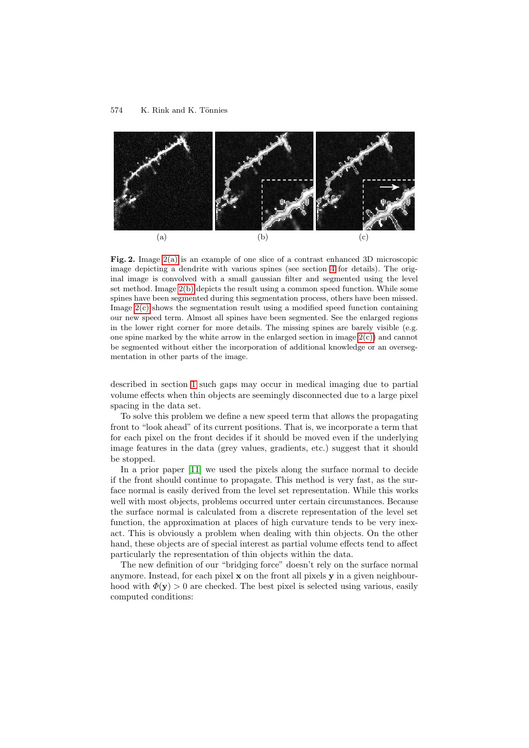(a) (b) (c)

**Fig. 2.** Image 2(a) is an example of one slice of a contrast enhanced 3D microscopic image depicting a dendrite with various spines (see section 4 for details). The original image is convolved with a small gaussian filter and segmented using the level set method. Image 2(b) depicts the result using a common speed function. While some spines have been segmented during this segmentation process, others have been missed. Image 2(c) shows the segmentation result using a modified speed function containing our new speed term. Almost all spines have been segmented. See the enlarged regions in the lower right corner for more details. The missing spines are barely visible (e.g. one spine marked by the white arrow in the enlarged section in image 2(c)) and cannot be segmented without either the incorporation of additional knowledge or an oversegmentation in other parts of the image.

described in section 1 such gaps may occur in medical imaging due to partial volume effects when thin objects are seemingly disconnected due to a large pixel spacing in the data set.

To solve this problem we define a new speed term that allows the propagating front to "look ahead" of its current positions. That is, we incorporate a term that for each pixel on the front decides if it should be moved even if the underlying image features in the data (grey values, gradients, etc.) suggest that it should be stopped.

In a prior paper [11] we used the pixels along the surface normal to decide if the front should continue to propagate. This method is very fast, as the surface normal is easily derived from the level set representation. While this works well with most objects, problems occurred unter certain circumstances. Because the surface normal is calculated from a discrete representation of the level set function, the approximation at places of high curvature tends to be very inexact. This is obviously a problem when dealing with thin objects. On the other hand, these objects are of special interest as partial volume effects tend to affect particularly the representation of thin objects within the data.

The new definition of our "bridging force" doesn't rely on the surface normal anymore. Instead, for each pixel $\mathbf{x}$ on the front all pixels $\mathbf{y}$ in a given neighbourhood with $\Phi(\mathbf{y}) > 0$ are checked. The best pixel is selected using various, easily computed conditions: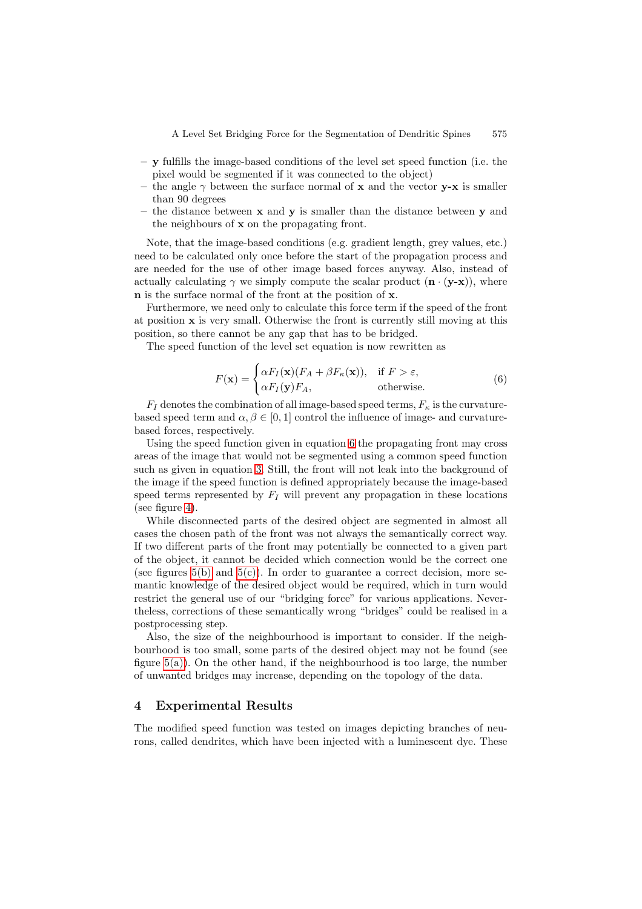- **y** fulfills the image-based conditions of the level set speed function (i.e. the pixel would be segmented if it was connected to the object)
- the angle $\gamma$ between the surface normal of **x** and the vector **y-x** is smaller than 90 degrees
- the distance between **x** and **y** is smaller than the distance between **y** and the neighbours of **x** on the propagating front.

Note, that the image-based conditions (e.g. gradient length, grey values, etc.) need to be calculated only once before the start of the propagation process and are needed for the use of other image based forces anyway. Also, instead of actually calculating $\gamma$ we simply compute the scalar product $(\mathbf{n} \cdot (\mathbf{y}\text{-}\mathbf{x}))$, where **n** is the surface normal of the front at the position of **x**.

Furthermore, we need only to calculate this force term if the speed of the front at position **x** is very small. Otherwise the front is currently still moving at this position, so there cannot be any gap that has to be bridged.

The speed function of the level set equation is now rewritten as

$$F(\mathbf{x}) = \begin{cases} \alpha F_I(\mathbf{x})(F_A + \beta F_\kappa(\mathbf{x})), & \text{if } F > \varepsilon, \\ \alpha F_I(\mathbf{y}) F_A, & \text{otherwise.} \end{cases} \tag{6}$$

$F_I$ denotes the combination of all image-based speed terms, $F_\kappa$ is the curvature-based speed term and $\alpha, \beta \in [0, 1]$ control the influence of image- and curvature-based forces, respectively.

Using the speed function given in equation 6 the propagating front may cross areas of the image that would not be segmented using a common speed function such as given in equation 3. Still, the front will not leak into the background of the image if the speed function is defined appropriately because the image-based speed terms represented by $F_I$ will prevent any propagation in these locations (see figure 4).

While disconnected parts of the desired object are segmented in almost all cases the chosen path of the front was not always the semantically correct way. If two different parts of the front may potentially be connected to a given part of the object, it cannot be decided which connection would be the correct one (see figures 5(b) and 5(c)). In order to guarantee a correct decision, more semantic knowledge of the desired object would be required, which in turn would restrict the general use of our "bridging force" for various applications. Nevertheless, corrections of these semantically wrong "bridges" could be realised in a postprocessing step.

Also, the size of the neighbourhood is important to consider. If the neighbourhood is too small, some parts of the desired object may not be found (see figure 5(a)). On the other hand, if the neighbourhood is too large, the number of unwanted bridges may increase, depending on the topology of the data.

## 4 Experimental Results

The modified speed function was tested on images depicting branches of neurons, called dendrites, which have been injected with a luminescent dye. These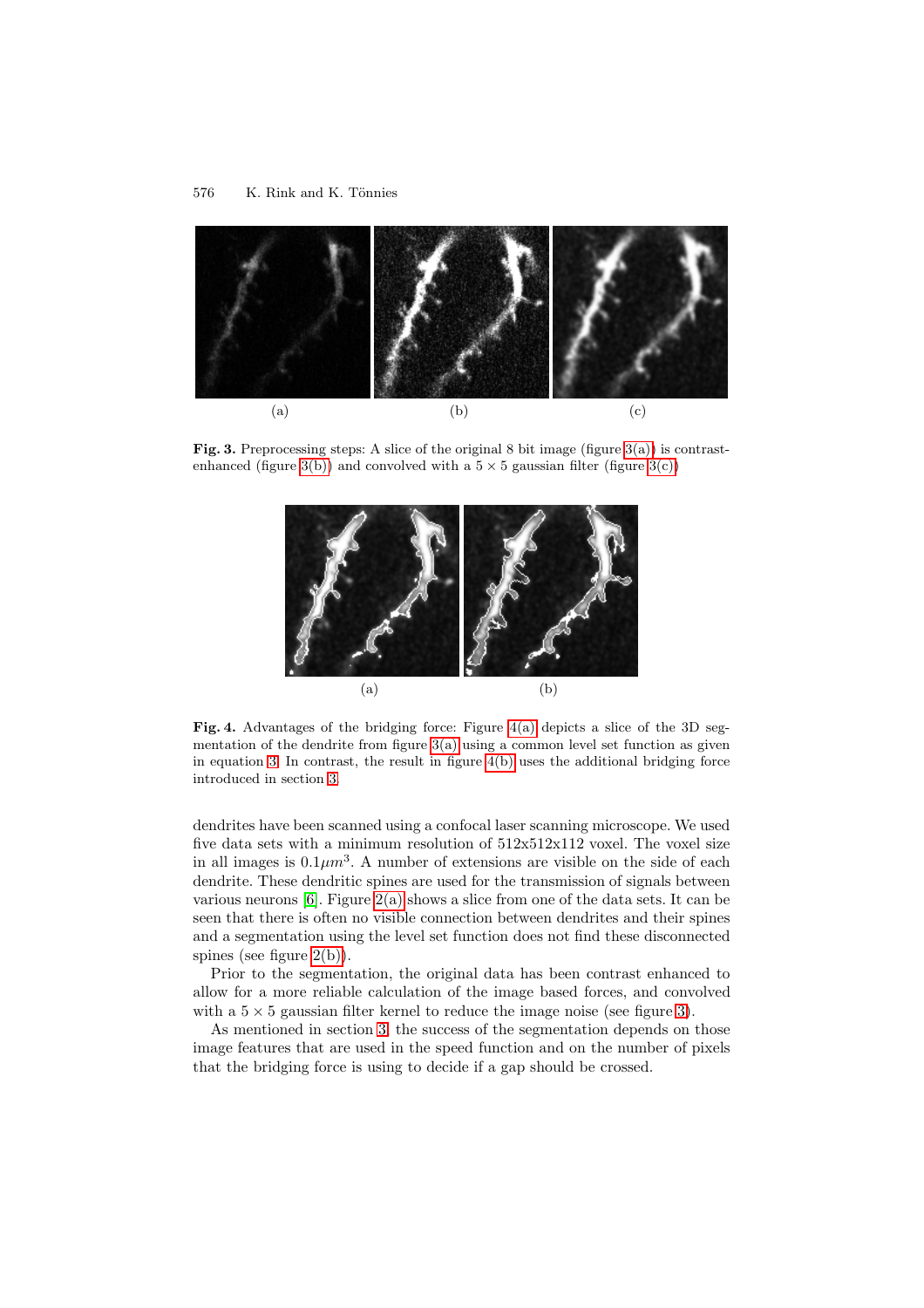(a) (b) (c)

**Fig. 3.** Preprocessing steps: A slice of the original 8 bit image (figure 3(a)) is contrast-enhanced (figure 3(b)) and convolved with a $5 \times 5$ gaussian filter (figure 3(c))

(a) (b)

**Fig. 4.** Advantages of the bridging force: Figure 4(a) depicts a slice of the 3D segmentation of the dendrite from figure 3(a) using a common level set function as given in equation 3. In contrast, the result in figure 4(b) uses the additional bridging force introduced in section 3.

dendrites have been scanned using a confocal laser scanning microscope. We used five data sets with a minimum resolution of 512x512x112 voxel. The voxel size in all images is $0.1\mu m^3$. A number of extensions are visible on the side of each dendrite. These dendritic spines are used for the transmission of signals between various neurons [6]. Figure 2(a) shows a slice from one of the data sets. It can be seen that there is often no visible connection between dendrites and their spines and a segmentation using the level set function does not find these disconnected spines (see figure 2(b)).

Prior to the segmentation, the original data has been contrast enhanced to allow for a more reliable calculation of the image based forces, and convolved with a $5 \times 5$ gaussian filter kernel to reduce the image noise (see figure 3).

As mentioned in section 3, the success of the segmentation depends on those image features that are used in the speed function and on the number of pixels that the bridging force is using to decide if a gap should be crossed.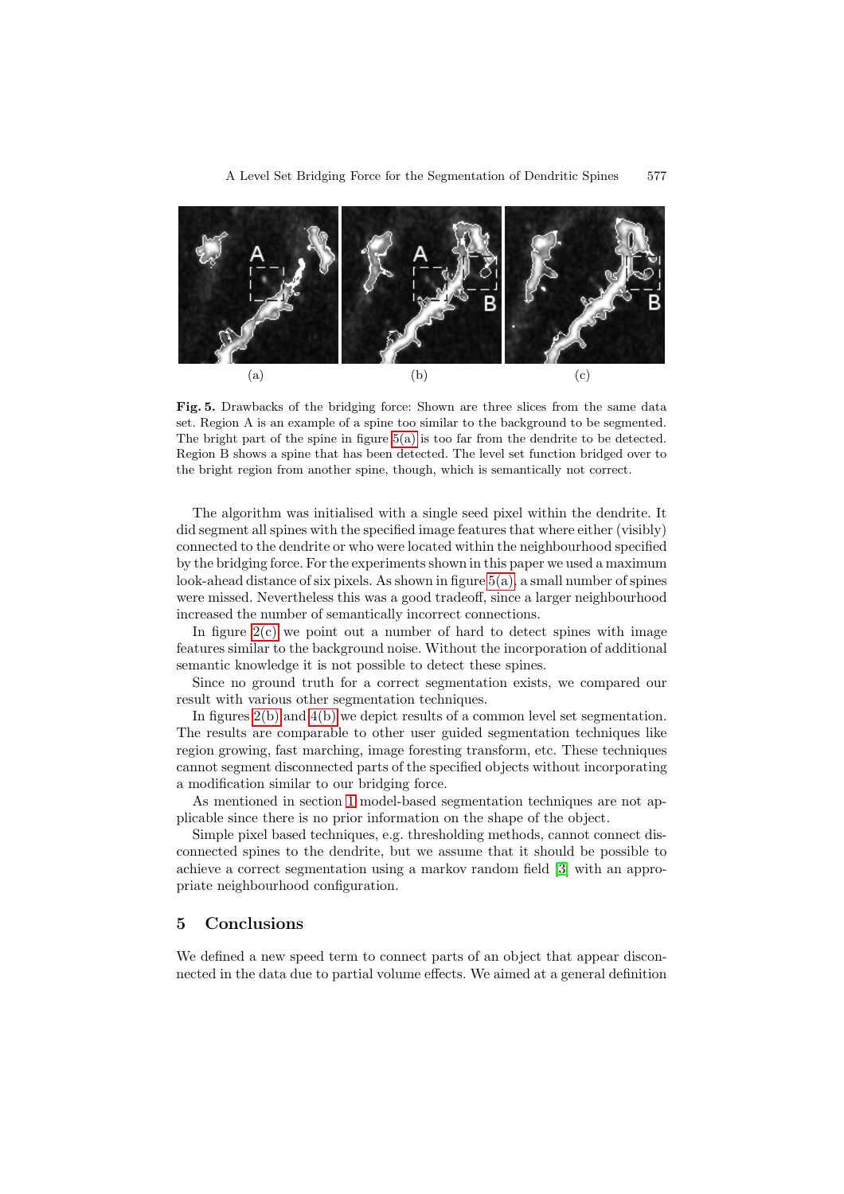(a) (b) (c)

**Fig. 5.** Drawbacks of the bridging force: Shown are three slices from the same data set. Region A is an example of a spine too similar to the background to be segmented. The bright part of the spine in figure 5(a) is too far from the dendrite to be detected. Region B shows a spine that has been detected. The level set function bridged over to the bright region from another spine, though, which is semantically not correct.

The algorithm was initialised with a single seed pixel within the dendrite. It did segment all spines with the specified image features that where either (visibly) connected to the dendrite or who were located within the neighbourhood specified by the bridging force. For the experiments shown in this paper we used a maximum look-ahead distance of six pixels. As shown in figure 5(a), a small number of spines were missed. Nevertheless this was a good tradeoff, since a larger neighbourhood increased the number of semantically incorrect connections.

In figure 2(c) we point out a number of hard to detect spines with image features similar to the background noise. Without the incorporation of additional semantic knowledge it is not possible to detect these spines.

Since no ground truth for a correct segmentation exists, we compared our result with various other segmentation techniques.

In figures 2(b) and 4(b) we depict results of a common level set segmentation. The results are comparable to other user guided segmentation techniques like region growing, fast marching, image foresting transform, etc. These techniques cannot segment disconnected parts of the specified objects without incorporating a modification similar to our bridging force.

As mentioned in section 1 model-based segmentation techniques are not applicable since there is no prior information on the shape of the object.

Simple pixel based techniques, e.g. thresholding methods, cannot connect disconnected spines to the dendrite, but we assume that it should be possible to achieve a correct segmentation using a markov random field [3] with an appropriate neighbourhood configuration.

## 5 Conclusions

We defined a new speed term to connect parts of an object that appear disconnected in the data due to partial volume effects. We aimed at a general definition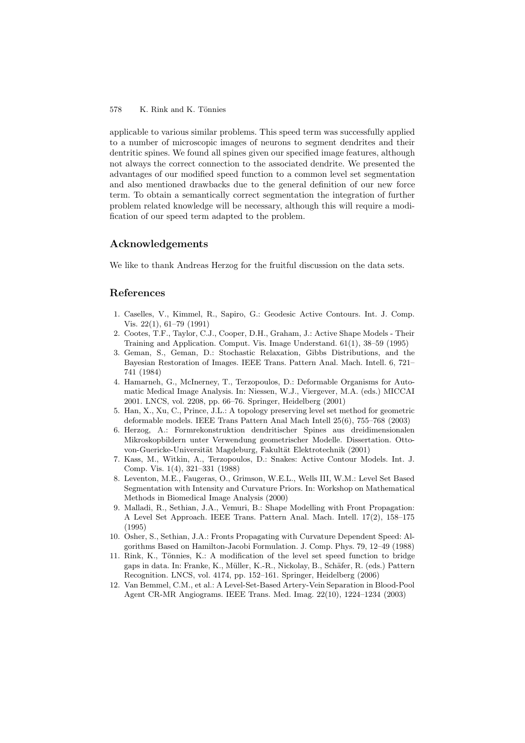applicable to various similar problems. This speed term was successfully applied to a number of microscopic images of neurons to segment dendrites and their dentritic spines. We found all spines given our specified image features, although not always the correct connection to the associated dendrite. We presented the advantages of our modified speed function to a common level set segmentation and also mentioned drawbacks due to the general definition of our new force term. To obtain a semantically correct segmentation the integration of further problem related knowledge will be necessary, although this will require a modification of our speed term adapted to the problem.

## Acknowledgements

We like to thank Andreas Herzog for the fruitful discussion on the data sets.

## References

1. Caselles, V., Kimmel, R., Sapiro, G.: Geodesic Active Contours. Int. J. Comp. Vis. 22(1), 61–79 (1991)
2. Cootes, T.F., Taylor, C.J., Cooper, D.H., Graham, J.: Active Shape Models - Their Training and Application. Comput. Vis. Image Understand. 61(1), 38–59 (1995)
3. Geman, S., Geman, D.: Stochastic Relaxation, Gibbs Distributions, and the Bayesian Restoration of Images. IEEE Trans. Pattern Anal. Mach. Intell. 6, 721–741 (1984)
4. Hamarneh, G., McInerney, T., Terzopoulos, D.: Deformable Organisms for Automatic Medical Image Analysis. In: Niessen, W.J., Viergever, M.A. (eds.) MICCAI 2001. LNCS, vol. 2208, pp. 66–76. Springer, Heidelberg (2001)
5. Han, X., Xu, C., Prince, J.L.: A topology preserving level set method for geometric deformable models. IEEE Trans Pattern Anal Mach Intell 25(6), 755–768 (2003)
6. Herzog, A.: Formrekonstruktion dendritischer Spines aus dreidimensionalen Mikroskopbildern unter Verwendung geometrischer Modelle. Dissertation. Otto-von-Guericke-Universität Magdeburg, Fakultät Elektrotechnik (2001)
7. Kass, M., Witkin, A., Terzopoulos, D.: Snakes: Active Contour Models. Int. J. Comp. Vis. 1(4), 321–331 (1988)
8. Leventon, M.E., Faugeras, O., Grimson, W.E.L., Wells III, W.M.: Level Set Based Segmentation with Intensity and Curvature Priors. In: Workshop on Mathematical Methods in Biomedical Image Analysis (2000)
9. Malladi, R., Sethian, J.A., Vemuri, B.: Shape Modelling with Front Propagation: A Level Set Approach. IEEE Trans. Pattern Anal. Mach. Intell. 17(2), 158–175 (1995)
10. Osher, S., Sethian, J.A.: Fronts Propagating with Curvature Dependent Speed: Algorithms Based on Hamilton-Jacobi Formulation. J. Comp. Phys. 79, 12–49 (1988)
11. Rink, K., Tönnies, K.: A modification of the level set speed function to bridge gaps in data. In: Franke, K., Müller, K.-R., Nickolay, B., Schäfer, R. (eds.) Pattern Recognition. LNCS, vol. 4174, pp. 152–161. Springer, Heidelberg (2006)
12. Van Bemmel, C.M., et al.: A Level-Set-Based Artery-Vein Separation in Blood-Pool Agent CR-MR Angiograms. IEEE Trans. Med. Imag. 22(10), 1224–1234 (2003)